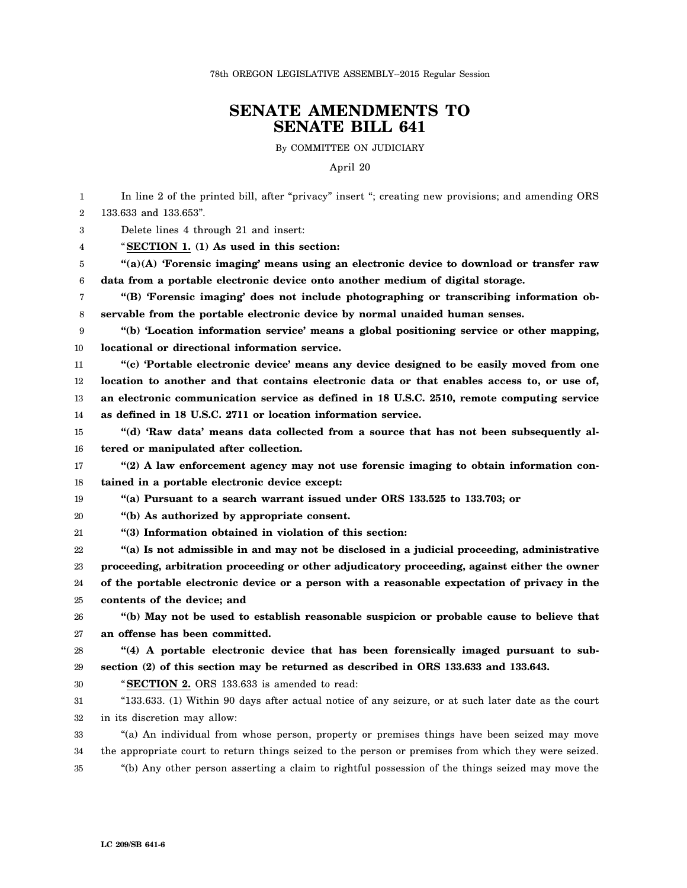78th OREGON LEGISLATIVE ASSEMBLY--2015 Regular Session

# SENATE AMENDMENTS TO SENATE BILL 641

By COMMITTEE ON JUDICIARY

April 20

In line 2 of the printed bill, after "privacy" insert "; creating new provisions; and amending ORS 133.633 and 133.653".

Delete lines 4 through 21 and insert:

"**SECTION 1. (1) As used in this section:**

**"(a)(A) 'Forensic imaging' means using an electronic device to download or transfer raw data from a portable electronic device onto another medium of digital storage.**

**"(B) 'Forensic imaging' does not include photographing or transcribing information observable from the portable electronic device by normal unaided human senses.**

**"(b) 'Location information service' means a global positioning service or other mapping, locational or directional information service.**

**"(c) 'Portable electronic device' means any device designed to be easily moved from one location to another and that contains electronic data or that enables access to, or use of, an electronic communication service as defined in 18 U.S.C. 2510, remote computing service as defined in 18 U.S.C. 2711 or location information service.**

**"(d) 'Raw data' means data collected from a source that has not been subsequently altered or manipulated after collection.**

**"(2) A law enforcement agency may not use forensic imaging to obtain information contained in a portable electronic device except:**

**"(a) Pursuant to a search warrant issued under ORS 133.525 to 133.703; or**

**"(b) As authorized by appropriate consent.**

**"(3) Information obtained in violation of this section:**

**"(a) Is not admissible in and may not be disclosed in a judicial proceeding, administrative proceeding, arbitration proceeding or other adjudicatory proceeding, against either the owner of the portable electronic device or a person with a reasonable expectation of privacy in the contents of the device; and**

**"(b) May not be used to establish reasonable suspicion or probable cause to believe that an offense has been committed.**

**"(4) A portable electronic device that has been forensically imaged pursuant to subsection (2) of this section may be returned as described in ORS 133.633 and 133.643.**

"**SECTION 2.** ORS 133.633 is amended to read:

"133.633. (1) Within 90 days after actual notice of any seizure, or at such later date as the court in its discretion may allow:

"(a) An individual from whose person, property or premises things have been seized may move the appropriate court to return things seized to the person or premises from which they were seized.

"(b) Any other person asserting a claim to rightful possession of the things seized may move the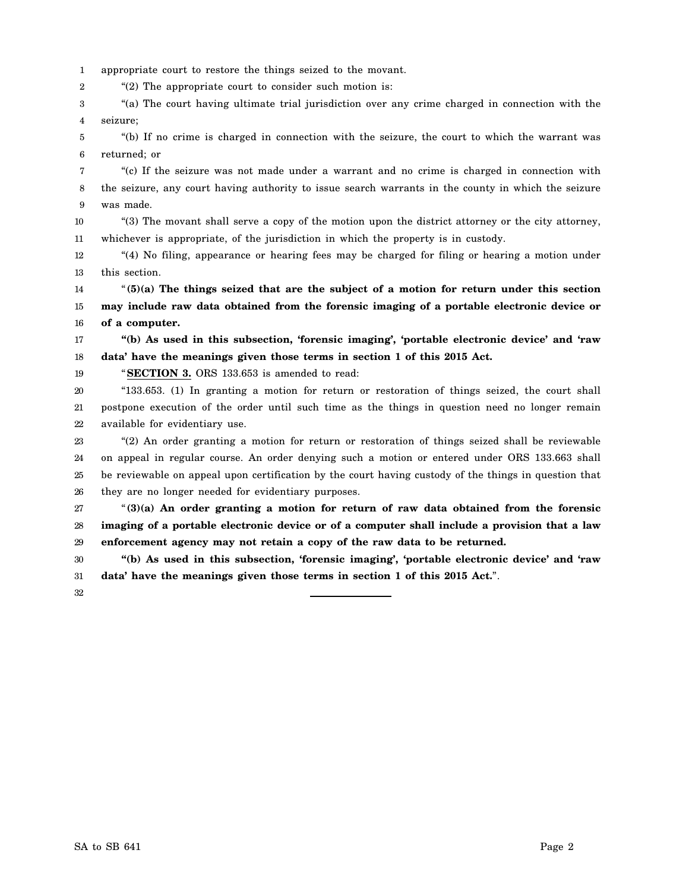appropriate court to restore the things seized to the movant.

"(2) The appropriate court to consider such motion is:

"(a) The court having ultimate trial jurisdiction over any crime charged in connection with the seizure;

"(b) If no crime is charged in connection with the seizure, the court to which the warrant was returned; or

"(c) If the seizure was not made under a warrant and no crime is charged in connection with the seizure, any court having authority to issue search warrants in the county in which the seizure was made.

"(3) The movant shall serve a copy of the motion upon the district attorney or the city attorney, whichever is appropriate, of the jurisdiction in which the property is in custody.

"(4) No filing, appearance or hearing fees may be charged for filing or hearing a motion under this section.

"**(5)(a) The things seized that are the subject of a motion for return under this section may include raw data obtained from the forensic imaging of a portable electronic device or of a computer.**

**"(b) As used in this subsection, 'forensic imaging', 'portable electronic device' and 'raw data' have the meanings given those terms in section 1 of this 2015 Act.**

"**SECTION 3.** ORS 133.653 is amended to read:

"133.653. (1) In granting a motion for return or restoration of things seized, the court shall postpone execution of the order until such time as the things in question need no longer remain available for evidentiary use.

"(2) An order granting a motion for return or restoration of things seized shall be reviewable on appeal in regular course. An order denying such a motion or entered under ORS 133.663 shall be reviewable on appeal upon certification by the court having custody of the things in question that they are no longer needed for evidentiary purposes.

"**(3)(a) An order granting a motion for return of raw data obtained from the forensic imaging of a portable electronic device or of a computer shall include a provision that a law enforcement agency may not retain a copy of the raw data to be returned.**

**"(b) As used in this subsection, 'forensic imaging', 'portable electronic device' and 'raw data' have the meanings given those terms in section 1 of this 2015 Act.**".